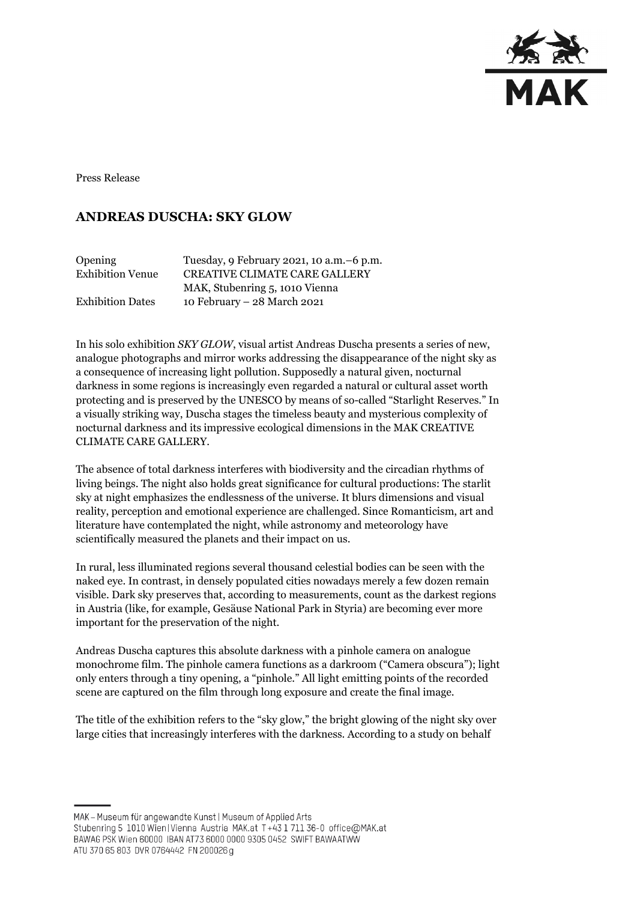Press Release

# ANDREAS DUSCHA: SKY GLOW

| | |
|---|---|
| Opening | Tuesday, 9 February 2021, 10 a.m.–6 p.m. |
| Exhibition Venue | CREATIVE CLIMATE CARE GALLERY<br>MAK, Stubenring 5, 1010 Vienna |
| Exhibition Dates | 10 February – 28 March 2021 |

In his solo exhibition *SKY GLOW*, visual artist Andreas Duscha presents a series of new, analogue photographs and mirror works addressing the disappearance of the night sky as a consequence of increasing light pollution. Supposedly a natural given, nocturnal darkness in some regions is increasingly even regarded a natural or cultural asset worth protecting and is preserved by the UNESCO by means of so-called "Starlight Reserves." In a visually striking way, Duscha stages the timeless beauty and mysterious complexity of nocturnal darkness and its impressive ecological dimensions in the MAK CREATIVE CLIMATE CARE GALLERY.

The absence of total darkness interferes with biodiversity and the circadian rhythms of living beings. The night also holds great significance for cultural productions: The starlit sky at night emphasizes the endlessness of the universe. It blurs dimensions and visual reality, perception and emotional experience are challenged. Since Romanticism, art and literature have contemplated the night, while astronomy and meteorology have scientifically measured the planets and their impact on us.

In rural, less illuminated regions several thousand celestial bodies can be seen with the naked eye. In contrast, in densely populated cities nowadays merely a few dozen remain visible. Dark sky preserves that, according to measurements, count as the darkest regions in Austria (like, for example, Gesäuse National Park in Styria) are becoming ever more important for the preservation of the night.

Andreas Duscha captures this absolute darkness with a pinhole camera on analogue monochrome film. The pinhole camera functions as a darkroom ("Camera obscura"); light only enters through a tiny opening, a "pinhole." All light emitting points of the recorded scene are captured on the film through long exposure and create the final image.

The title of the exhibition refers to the "sky glow," the bright glowing of the night sky over large cities that increasingly interferes with the darkness. According to a study on behalf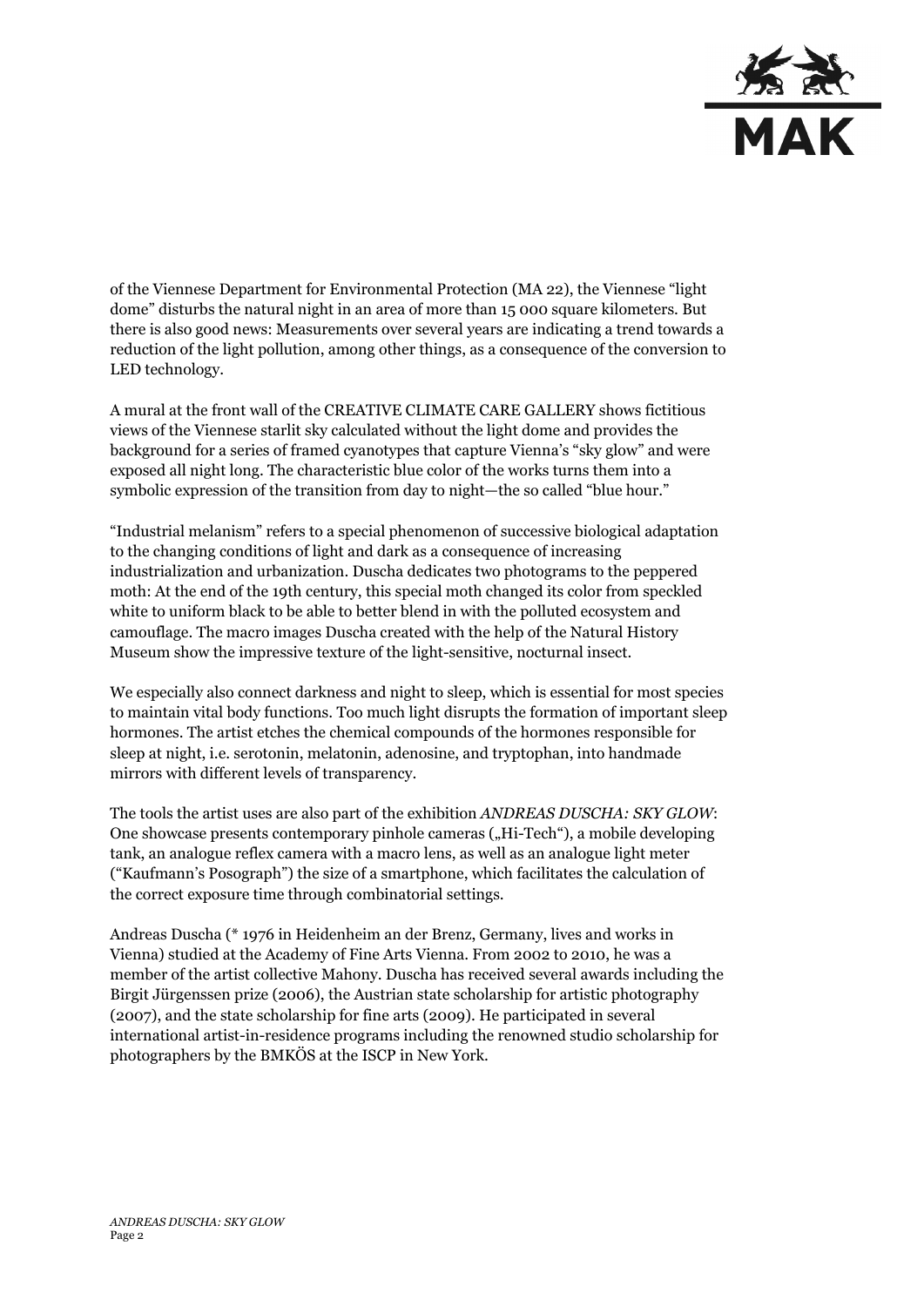of the Viennese Department for Environmental Protection (MA 22), the Viennese "light dome" disturbs the natural night in an area of more than 15 000 square kilometers. But there is also good news: Measurements over several years are indicating a trend towards a reduction of the light pollution, among other things, as a consequence of the conversion to LED technology.

A mural at the front wall of the CREATIVE CLIMATE CARE GALLERY shows fictitious views of the Viennese starlit sky calculated without the light dome and provides the background for a series of framed cyanotypes that capture Vienna's "sky glow" and were exposed all night long. The characteristic blue color of the works turns them into a symbolic expression of the transition from day to night—the so called "blue hour."

"Industrial melanism" refers to a special phenomenon of successive biological adaptation to the changing conditions of light and dark as a consequence of increasing industrialization and urbanization. Duscha dedicates two photograms to the peppered moth: At the end of the 19th century, this special moth changed its color from speckled white to uniform black to be able to better blend in with the polluted ecosystem and camouflage. The macro images Duscha created with the help of the Natural History Museum show the impressive texture of the light-sensitive, nocturnal insect.

We especially also connect darkness and night to sleep, which is essential for most species to maintain vital body functions. Too much light disrupts the formation of important sleep hormones. The artist etches the chemical compounds of the hormones responsible for sleep at night, i.e. serotonin, melatonin, adenosine, and tryptophan, into handmade mirrors with different levels of transparency.

The tools the artist uses are also part of the exhibition *ANDREAS DUSCHA: SKY GLOW*: One showcase presents contemporary pinhole cameras („Hi-Tech"), a mobile developing tank, an analogue reflex camera with a macro lens, as well as an analogue light meter ("Kaufmann's Posograph") the size of a smartphone, which facilitates the calculation of the correct exposure time through combinatorial settings.

Andreas Duscha (* 1976 in Heidenheim an der Brenz, Germany, lives and works in Vienna) studied at the Academy of Fine Arts Vienna. From 2002 to 2010, he was a member of the artist collective Mahony. Duscha has received several awards including the Birgit Jürgenssen prize (2006), the Austrian state scholarship for artistic photography (2007), and the state scholarship for fine arts (2009). He participated in several international artist-in-residence programs including the renowned studio scholarship for photographers by the BMKÖS at the ISCP in New York.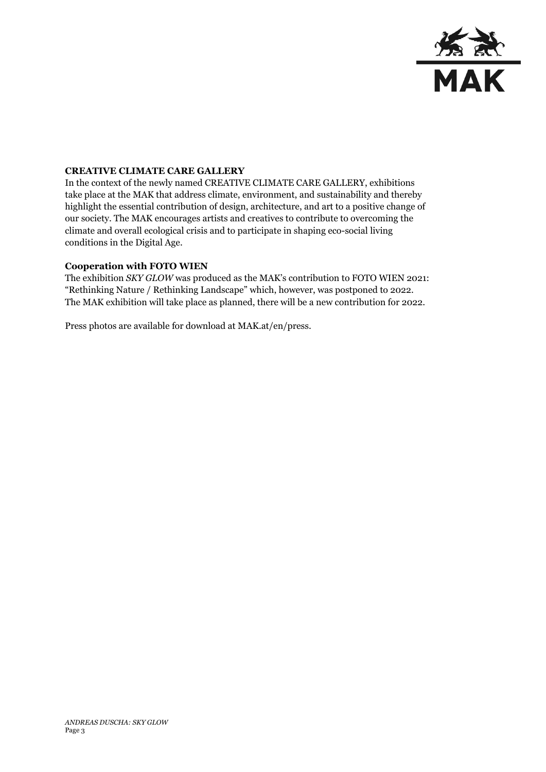**CREATIVE CLIMATE CARE GALLERY**

In the context of the newly named CREATIVE CLIMATE CARE GALLERY, exhibitions take place at the MAK that address climate, environment, and sustainability and thereby highlight the essential contribution of design, architecture, and art to a positive change of our society. The MAK encourages artists and creatives to contribute to overcoming the climate and overall ecological crisis and to participate in shaping eco-social living conditions in the Digital Age.

**Cooperation with FOTO WIEN**

The exhibition *SKY GLOW* was produced as the MAK's contribution to FOTO WIEN 2021: "Rethinking Nature / Rethinking Landscape" which, however, was postponed to 2022. The MAK exhibition will take place as planned, there will be a new contribution for 2022.

Press photos are available for download at MAK.at/en/press.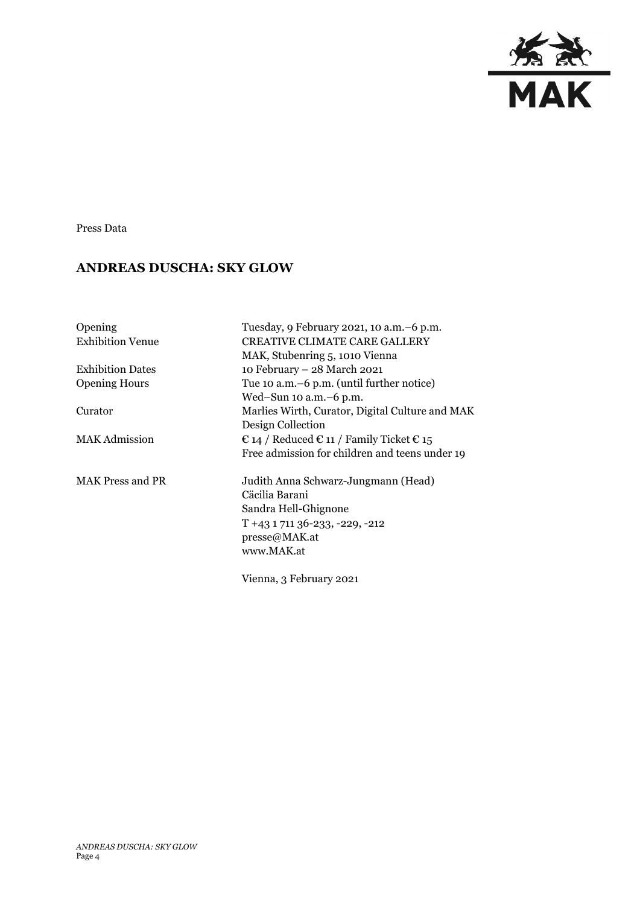Press Data

## ANDREAS DUSCHA: SKY GLOW

| | |
|---|---|
| Opening | Tuesday, 9 February 2021, 10 a.m.–6 p.m. |
| Exhibition Venue | CREATIVE CLIMATE CARE GALLERY<br>MAK, Stubenring 5, 1010 Vienna |
| Exhibition Dates | 10 February – 28 March 2021 |
| Opening Hours | Tue 10 a.m.–6 p.m. (until further notice)<br>Wed–Sun 10 a.m.–6 p.m. |
| Curator | Marlies Wirth, Curator, Digital Culture and MAK Design Collection |
| MAK Admission | € 14 / Reduced € 11 / Family Ticket € 15<br>Free admission for children and teens under 19 |
| MAK Press and PR | Judith Anna Schwarz-Jungmann (Head)<br>Cäcilia Barani<br>Sandra Hell-Ghignone<br>T +43 1 711 36-233, -229, -212<br>presse@MAK.at<br>www.MAK.at |

Vienna, 3 February 2021